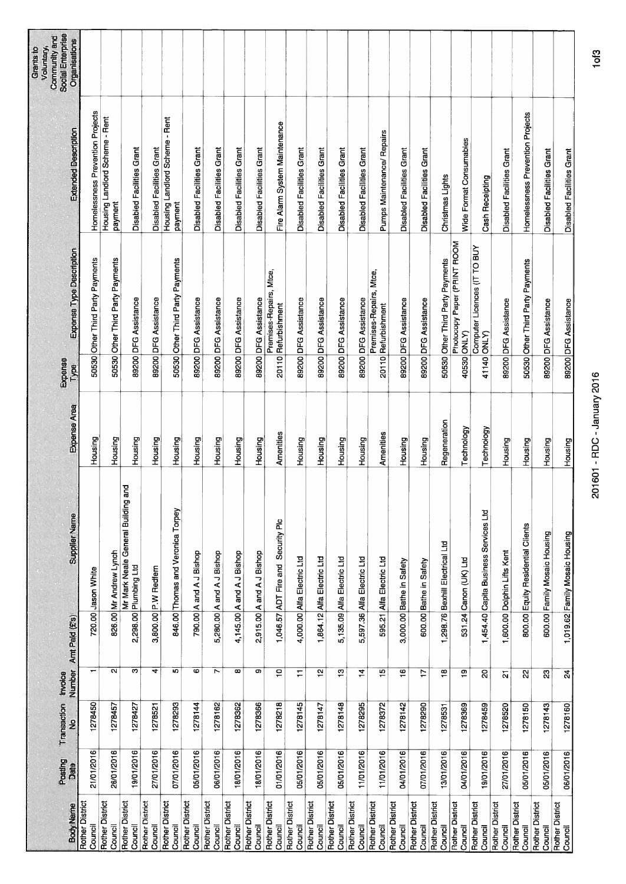| Body Name | Posting Date | Transaction No | Invoice Number | Amt Paid (£'s) | Supplier Name | Expense Area | Expense Type | Expense Type Description | Extended Description | Grants to Voluntary, Community and Social Enterprise Organisations |
|---|---|---|---|---|---|---|---|---|---|---|
| Rother District Council | 21/01/2016 | 1278450 | 1 | 720.00 | Jason White | Housing | 50530 | Other Third Party Payments | Homelessness Prevention Projects | |
| Rother District Council | 26/01/2016 | 1278457 | 2 | 826.00 | Mr Andrew Lynch | Housing | 50530 | Other Third Party Payments | Housing Landlord Scheme - Rent payment | |
| Rother District Council | 19/01/2016 | 1278427 | 3 | 2,298.00 | Mr Mark Neale General Building and Plumbing Ltd | Housing | 89200 | DFG Assistance | Disabled Facilities Grant | |
| Rother District Council | 27/01/2016 | 1278521 | 4 | 3,800.00 | P.W Redfern | Housing | 89200 | DFG Assistance | Disabled Facilities Grant | |
| Rother District Council | 07/01/2016 | 1278293 | 5 | 846.00 | Thomas and Veronica Torpey | Housing | 50530 | Other Third Party Payments | Housing Landlord Scheme - Rent payment | |
| Rother District Council | 05/01/2016 | 1278144 | 6 | 790.00 | A and A J Bishop | Housing | 89200 | DFG Assistance | Disabled Facilities Grant | |
| Rother District Council | 06/01/2016 | 1278162 | 7 | 5,280.00 | A and A J Bishop | Housing | 89200 | DFG Assistance | Disabled Facilities Grant | |
| Rother District Council | 18/01/2016 | 1278362 | 8 | 4,145.00 | A and A J Bishop | Housing | 89200 | DFG Assistance | Disabled Facilities Grant | |
| Rother District Council | 18/01/2016 | 1278366 | 9 | 2,915.00 | A and A J Bishop | Housing | 89200 | DFG Assistance | Disabled Facilities Grant | |
| Rother District Council | 01/01/2016 | 1278218 | 10 | 1,046.57 | ADT Fire and Security Plc | Amenities | 20110 | Premises-Repairs, Mtce, Refurbishment | Fire Alarm System Maintenance | |
| Rother District Council | 05/01/2016 | 1278145 | 11 | 4,000.00 | Alfa Electric Ltd | Housing | 89200 | DFG Assistance | Disabled Facilities Grant | |
| Rother District Council | 05/01/2016 | 1278147 | 12 | 1,864.12 | Alfa Electric Ltd | Housing | 89200 | DFG Assistance | Disabled Facilities Grant | |
| Rother District Council | 05/01/2016 | 1278148 | 13 | 5,135.09 | Alfa Electric Ltd | Housing | 89200 | DFG Assistance | Disabled Facilities Grant | |
| Rother District Council | 11/01/2016 | 1278295 | 14 | 5,597.36 | Alfa Electric Ltd | Housing | 89200 | DFG Assistance | Disabled Facilities Grant | |
| Rother District Council | 11/01/2016 | 1278372 | 15 | 595.21 | Alfa Electric Ltd | Amenities | 20110 | Premises-Repairs, Mtce, Refurbishment | Pumps Maintenance/ Repairs | |
| Rother District Council | 04/01/2016 | 1278142 | 16 | 3,000.00 | Bathe in Safety | Housing | 89200 | DFG Assistance | Disabled Facilities Grant | |
| Rother District Council | 07/01/2016 | 1278290 | 17 | 600.00 | Bathe in Safety | Housing | 89200 | DFG Assistance | Disabled Facilities Grant | |
| Rother District Council | 13/01/2016 | 1278531 | 18 | 1,298.76 | Bexhill Electrical Ltd | Regeneration | 50530 | Other Third Party Payments | Christmas Lights | |
| Rother District Council | 04/01/2016 | 1278369 | 19 | 531.24 | Canon (UK) Ltd | Technology | 40530 | Photocopy Paper (PRINT ROOM ONLY) | Wide Format Consumables | |
| Rother District Council | 19/01/2016 | 1278459 | 20 | 1,454.40 | Capita Business Services Ltd | Technology | 41140 | Computer Licences (IT TO BUY ONLY) | Cash Receipting | |
| Rother District Council | 27/01/2016 | 1278520 | 21 | 1,600.00 | Dolphin Lifts Kent | Housing | 89200 | DFG Assistance | Disabled Facilities Grant | |
| Rother District Council | 05/01/2016 | 1278150 | 22 | 800.00 | Equity Residential Clients | Housing | 50530 | Other Third Party Payments | Homelessness Prevention Projects | |
| Rother District Council | 05/01/2016 | 1278143 | 23 | 600.00 | Family Mosaic Housing | Housing | 89200 | DFG Assistance | Disabled Facilities Grant | |
| Rother District Council | 06/01/2016 | 1278160 | 24 | 1,019.62 | Family Mosaic Housing | Housing | 89200 | DFG Assistance | Disabled Facilities Grant | |

201601 - RDC - January 2016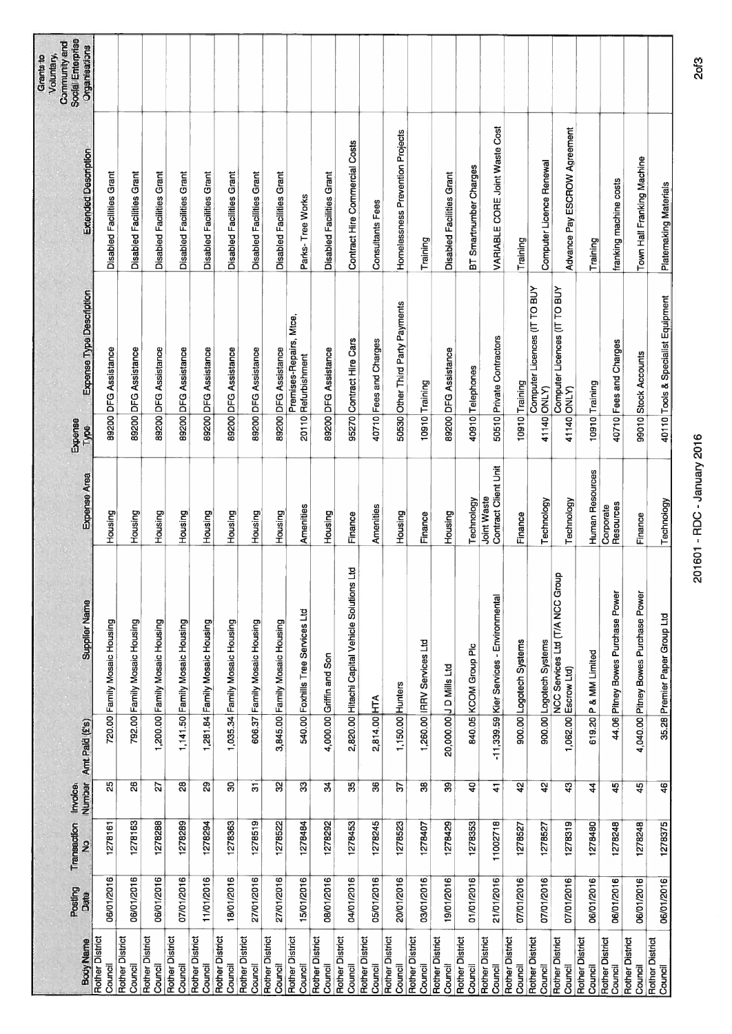| Body Name | Posting Date | Transaction No | Invoice Number | Amt Paid (£'s) | Supplier Name | Expense Area | Expense Type | Expense Type Description | Extended Description | Grants to Voluntary, Community and Social Enterprise Organisations |
|---|---|---|---|---|---|---|---|---|---|---|
| Rother District Council | 06/01/2016 | 1278161 | 25 | 720.00 | Family Mosaic Housing | Housing | 89200 | DFG Assistance | Disabled Facilities Grant | |
| Rother District Council | 06/01/2016 | 1278163 | 26 | 792.00 | Family Mosaic Housing | Housing | 89200 | DFG Assistance | Disabled Facilities Grant | |
| Rother District Council | 06/01/2016 | 1278288 | 27 | 1,200.00 | Family Mosaic Housing | Housing | 89200 | DFG Assistance | Disabled Facilities Grant | |
| Rother District Council | 07/01/2016 | 1278289 | 28 | 1,141.50 | Family Mosaic Housing | Housing | 89200 | DFG Assistance | Disabled Facilities Grant | |
| Rother District Council | 11/01/2016 | 1278294 | 29 | 1,281.84 | Family Mosaic Housing | Housing | 89200 | DFG Assistance | Disabled Facilities Grant | |
| Rother District Council | 18/01/2016 | 1278363 | 30 | 1,035.34 | Family Mosaic Housing | Housing | 89200 | DFG Assistance | Disabled Facilities Grant | |
| Rother District Council | 27/01/2016 | 1278519 | 31 | 606.37 | Family Mosaic Housing | Housing | 89200 | DFG Assistance | Disabled Facilities Grant | |
| Rother District Council | 27/01/2016 | 1278522 | 32 | 3,845.00 | Family Mosaic Housing | Housing | 89200 | DFG Assistance | Disabled Facilities Grant | |
| Rother District Council | 15/01/2016 | 1278484 | 33 | 540.00 | Foxhills Tree Services Ltd | Amenities | 20110 | Premises-Repairs, Mtce, Refurbishment | Parks- Tree Works | |
| Rother District Council | 08/01/2016 | 1278292 | 34 | 4,000.00 | Griffin and Son | Housing | 89200 | DFG Assistance | Disabled Facilities Grant | |
| Rother District Council | 04/01/2016 | 1278453 | 35 | 2,820.00 | Hitachi Capital Vehicle Solutions Ltd | Finance | 95270 | Contract Hire Cars | Contract Hire Commercial Costs | |
| Rother District Council | 05/01/2016 | 1278245 | 36 | 2,814.00 | HTA | Amenities | 40710 | Fees and Charges | Consultants Fees | |
| Rother District Council | 20/01/2016 | 1278523 | 37 | 1,150.00 | Hunters | Housing | 50530 | Other Third Party Payments | Homelessness Prevention Projects | |
| Rother District Council | 03/01/2016 | 1278407 | 38 | 1,260.00 | IRRV Services Ltd | Finance | 10910 | Training | Training | |
| Rother District Council | 19/01/2016 | 1278429 | 39 | 20,000.00 | J D Mills Ltd | Housing | 89200 | DFG Assistance | Disabled Facilities Grant | |
| Rother District Council | 01/01/2016 | 1278353 | 40 | 840.05 | KCOM Group Plc | Technology | 40910 | Telephones | BT Smartnumber Charges | |
| Rother District Council | 21/01/2016 | 11002718 | 41 | -11,339.59 | Kier Services - Environmental | Joint Waste Contract Client Unit | 50510 | Private Contractors | VARIABLE CORE Joint Waste Cost | |
| Rother District Council | 07/01/2016 | 1278527 | 42 | 900.00 | Logotech Systems | Finance | 10910 | Training | Training | |
| Rother District Council | 07/01/2016 | 1278527 | 42 | 900.00 | Logotech Systems | Technology | 41140 | Computer Licences (IT TO BUY ONLY) | Computer Licence Renewal | |
| Rother District Council | 07/01/2016 | 1278319 | 43 | 1,062.00 | NCC Services Ltd (T/A NCC Group Escrow Ltd) | Technology | 41140 | Computer Licences (IT TO BUY ONLY) | Advance Pay ESCROW Agreement | |
| Rother District Council | 06/01/2016 | 1278480 | 44 | 619.20 | P & MM Limited | Human Resources | 10910 | Training | Training | |
| Rother District Council | 06/01/2016 | 1278248 | 45 | 44.06 | Pitney Bowes Purchase Power | Corporate Resources | 40710 | Fees and Charges | franking machine costs | |
| Rother District Council | 06/01/2016 | 1278248 | 45 | 4,040.00 | Pitney Bowes Purchase Power | Finance | 99010 | Stock Accounts | Town Hall Franking Machine | |
| Rother District Council | 06/01/2016 | 1278375 | 46 | 35.28 | Premier Paper Group Ltd | Technology | 40110 | Tools & Specialist Equipment | Platemaking Materials | |

201601 - RDC - January 2016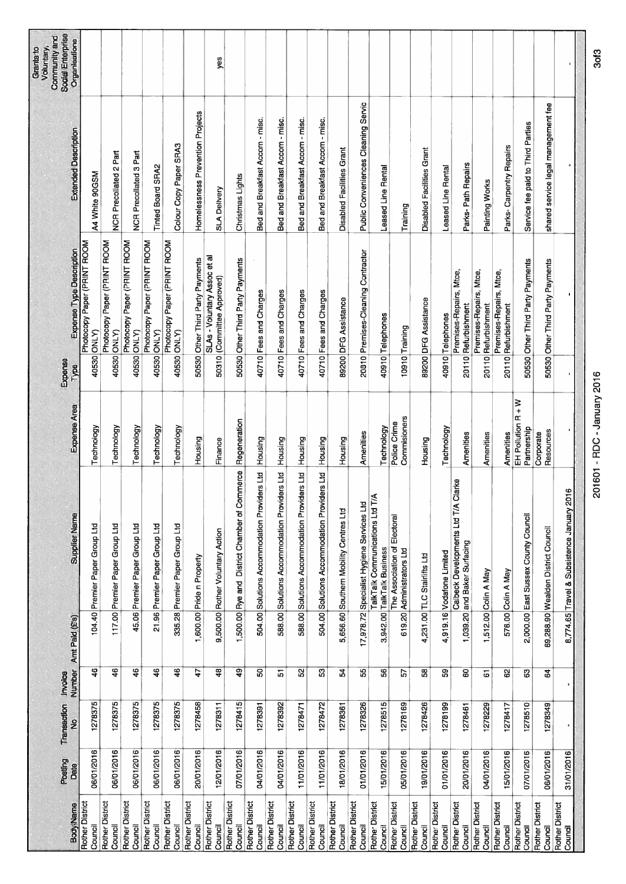| Body Name | Posting Date | Transaction No | Invoice Number | Amt Paid (£'s) | Supplier Name | Expense Area | Expense Type | Expense Type Description | Extended Description | Grants to Voluntary, Community and Social Enterprise Organisations |
|---|---|---|---|---|---|---|---|---|---|---|
| Rother District Council | 06/01/2016 | 1278375 | 46 | 104.40 | Premier Paper Group Ltd | Technology | 40530 | Photocopy Paper (PRINT ROOM ONLY) | A4 White 90GSM | |
| Rother District Council | 06/01/2016 | 1278375 | 46 | 117.00 | Premier Paper Group Ltd | Technology | 40530 | Photocopy Paper (PRINT ROOM ONLY) | NCR Precollated 2 Part | |
| Rother District Council | 06/01/2016 | 1278375 | 46 | 45.06 | Premier Paper Group Ltd | Technology | 40530 | Photocopy Paper (PRINT ROOM ONLY) | NCR Precollated 3 Part | |
| Rother District Council | 06/01/2016 | 1278375 | 46 | 21.96 | Premier Paper Group Ltd | Technology | 40530 | Photocopy Paper (PRINT ROOM ONLY) | Tinted Board SRA2 | |
| Rother District Council | 06/01/2016 | 1278375 | 46 | 335.28 | Premier Paper Group Ltd | Technology | 40530 | Photocopy Paper (PRINT ROOM ONLY) | Colour Copy Paper SRA3 | |
| Rother District Council | 20/01/2016 | 1278458 | 47 | 1,600.00 | Pride n Property | Housing | 50530 | Other Third Party Payments | Homelessness Prevention Projects | |
| Rother District Council | 12/01/2016 | 1278311 | 48 | 9,500.00 | Rother Voluntary Action | Finance | 50310 | SLAs - Voluntary Assoc et al (Committee Approved) | SLA Delivery | yes |
| Rother District Council | 07/01/2016 | 1278415 | 49 | 1,500.00 | Rye and District Chamber of Commerce | Regeneration | 50530 | Other Third Party Payments | Christmas Lights | |
| Rother District Council | 04/01/2016 | 1278391 | 50 | 504.00 | Solutions Accommodation Providers Ltd | Housing | 40710 | Fees and Charges | Bed and Breakfast Accom - misc. | |
| Rother District Council | 04/01/2016 | 1278392 | 51 | 588.00 | Solutions Accommodation Providers Ltd | Housing | 40710 | Fees and Charges | Bed and Breakfast Accom - misc. | |
| Rother District Council | 11/01/2016 | 1278471 | 52 | 588.00 | Solutions Accommodation Providers Ltd | Housing | 40710 | Fees and Charges | Bed and Breakfast Accom - misc. | |
| Rother District Council | 11/01/2016 | 1278472 | 53 | 504.00 | Solutions Accommodation Providers Ltd | Housing | 40710 | Fees and Charges | Bed and Breakfast Accom - misc. | |
| Rother District Council | 18/01/2016 | 1278361 | 54 | 5,656.60 | Southern Mobility Centres Ltd | Housing | 89200 | DFG Assistance | Disabled Facilities Grant | |
| Rother District Council | 01/01/2016 | 1278326 | 55 | 17,978.72 | Specialist Hygiene Services Ltd | Amenities | 20810 | Premises-Cleaning Contractor | Public Conveniences Cleaning Servic | |
| Rother District Council | 15/01/2016 | 1278515 | 56 | 3,942.00 | TalkTalk Communications Ltd T/A TalkTalk Business | Technology | 40910 | Telephones | Leased Line Rental | |
| Rother District Council | 05/01/2016 | 1278169 | 57 | 619.20 | The Association of Electoral Administrators Ltd | Police Crime Commisioners | 10910 | Training | Training | |
| Rother District Council | 19/01/2016 | 1278426 | 58 | 4,231.00 | TLC Stairlifts Ltd | Housing | 89200 | DFG Assistance | Disabled Facilities Grant | |
| Rother District Council | 01/01/2016 | 1278199 | 59 | 4,919.16 | Vodafone Limited | Technology | 40910 | Telephones | Leased Line Rental | |
| Rother District Council | 20/01/2016 | 1278461 | 60 | 1,039.20 | Calbeck Developments Ltd T/A Clarke and Baker Surfacing | Amenities | 20110 | Premises-Repairs, Mtce, Refurbishment | Parks- Path Repairs | |
| Rother District Council | 04/01/2016 | 1278229 | 61 | 1,512.00 | Colin A May | Amenities | 20110 | Premises-Repairs, Mtce, Refurbishment | Painting Works | |
| Rother District Council | 15/01/2016 | 1278417 | 62 | 576.00 | Colin A May | Amenities | 20110 | Premises-Repairs, Mtce, Refurbishment | Parks- Carpentry Repairs | |
| Rother District Council | 07/01/2016 | 1278510 | 63 | 2,000.00 | East Sussex County Council | EH Pollution R + W Partnership | 50530 | Other Third Party Payments | Service fee paid to Third Parties | |
| Rother District Council | 06/01/2016 | 1278349 | 64 | 69,288.90 | Wealden District Council | Corporate Resources | 50530 | Other Third Party Payments | shared service legal management fee | |
| Rother District Council | 31/01/2016 | - | - | 8,774.65 | Travel & Subsistence January 2016 | - | - | - | - | - |

201601 - RDC - January 2016